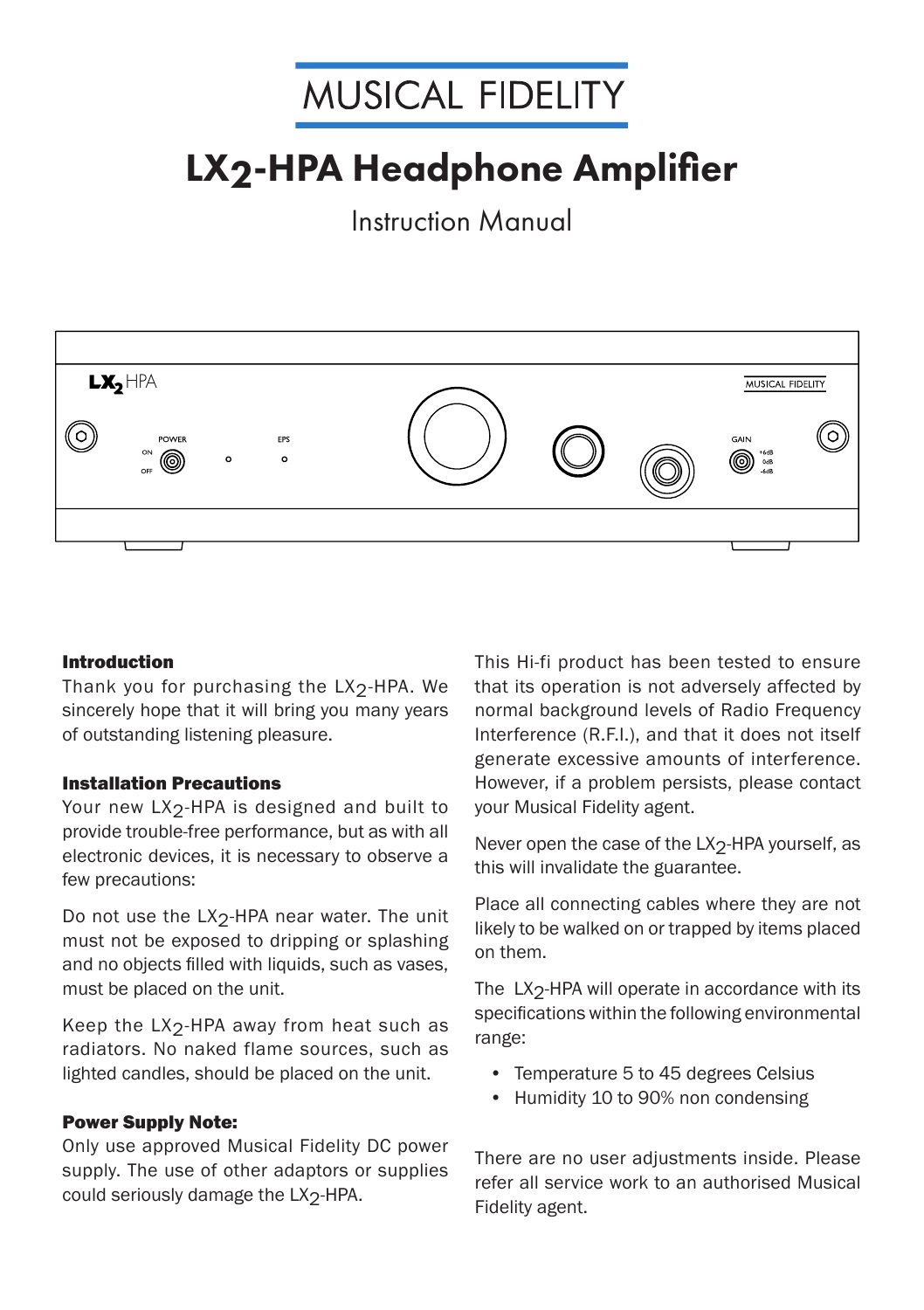MUSICAL FIDELITY

# LX2-HPA Headphone Amplifier

Instruction Manual

### Introduction

Thank you for purchasing the LX2-HPA. We sincerely hope that it will bring you many years of outstanding listening pleasure.

### Installation Precautions

Your new LX2-HPA is designed and built to provide trouble-free performance, but as with all electronic devices, it is necessary to observe a few precautions:

Do not use the LX2-HPA near water. The unit must not be exposed to dripping or splashing and no objects filled with liquids, such as vases, must be placed on the unit.

Keep the LX2-HPA away from heat such as radiators. No naked flame sources, such as lighted candles, should be placed on the unit.

### Power Supply Note:

Only use approved Musical Fidelity DC power supply. The use of other adaptors or supplies could seriously damage the LX2-HPA.

This Hi-fi product has been tested to ensure that its operation is not adversely affected by normal background levels of Radio Frequency Interference (R.F.I.), and that it does not itself generate excessive amounts of interference. However, if a problem persists, please contact your Musical Fidelity agent.

Never open the case of the LX2-HPA yourself, as this will invalidate the guarantee.

Place all connecting cables where they are not likely to be walked on or trapped by items placed on them.

The LX2-HPA will operate in accordance with its specifications within the following environmental range:

- Temperature 5 to 45 degrees Celsius
- Humidity 10 to 90% non condensing

There are no user adjustments inside. Please refer all service work to an authorised Musical Fidelity agent.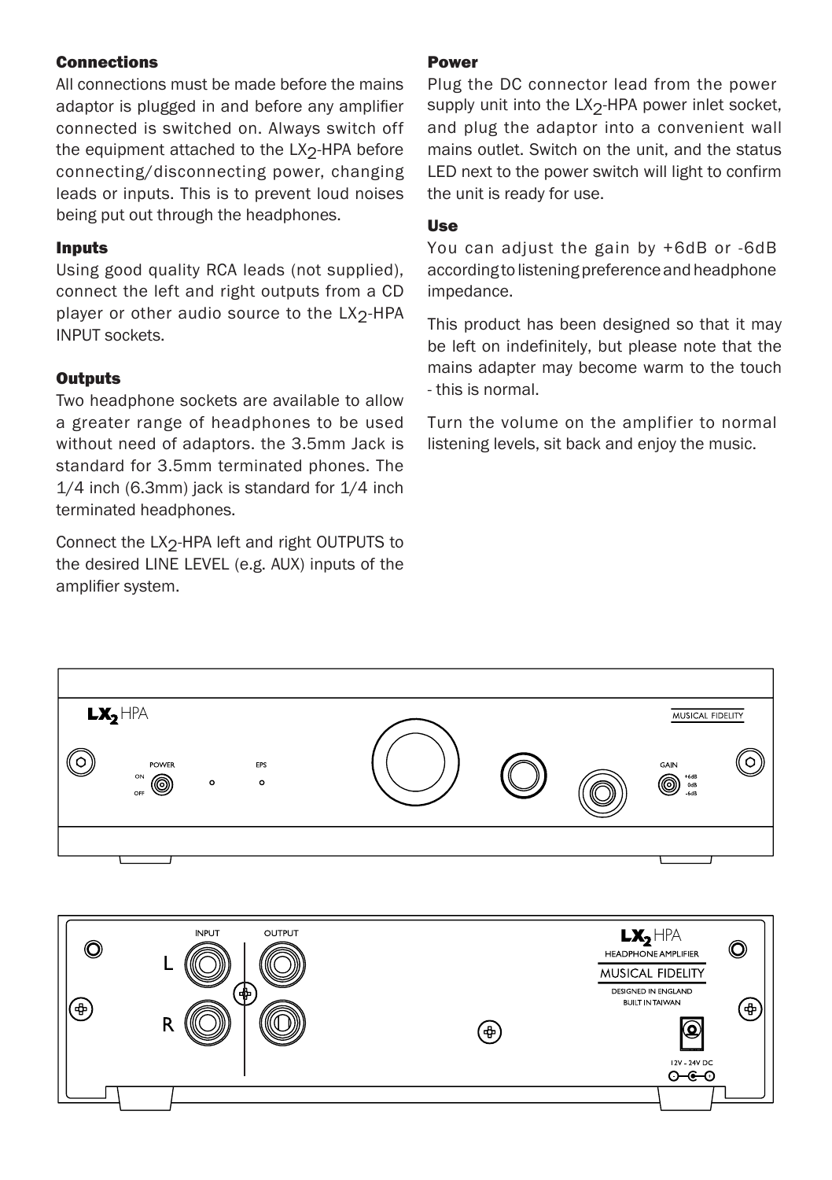## Connections

All connections must be made before the mains adaptor is plugged in and before any amplifier connected is switched on. Always switch off the equipment attached to the $LX_2$-HPA before connecting/disconnecting power, changing leads or inputs. This is to prevent loud noises being put out through the headphones.

## Inputs

Using good quality RCA leads (not supplied), connect the left and right outputs from a CD player or other audio source to the $LX_2$-HPA INPUT sockets.

## Outputs

Two headphone sockets are available to allow a greater range of headphones to be used without need of adaptors. the 3.5mm Jack is standard for 3.5mm terminated phones. The 1/4 inch (6.3mm) jack is standard for 1/4 inch terminated headphones.

Connect the $LX_2$-HPA left and right OUTPUTS to the desired LINE LEVEL (e.g. AUX) inputs of the amplifier system.

## Power

Plug the DC connector lead from the power supply unit into the $LX_2$-HPA power inlet socket, and plug the adaptor into a convenient wall mains outlet. Switch on the unit, and the status LED next to the power switch will light to confirm the unit is ready for use.

## Use

You can adjust the gain by +6dB or -6dB according to listening preference and headphone impedance.

This product has been designed so that it may be left on indefinitely, but please note that the mains adapter may become warm to the touch - this is normal.

Turn the volume on the amplifier to normal listening levels, sit back and enjoy the music.

LX2 HPA

MUSICAL FIDELITY

POWER ON OFF

EPS

GAIN +6dB 0dB -6dB

INPUT OUTPUT

L R

LX2 HPA HEADPHONE AMPLIFIER

MUSICAL FIDELITY

DESIGNED IN ENGLAND BUILT IN TAIWAN

12V - 24V DC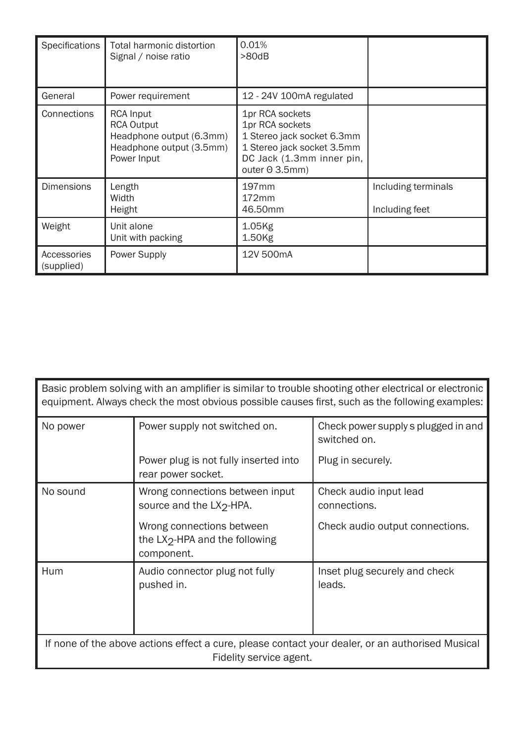| Specifications | Total harmonic distortion<br>Signal / noise ratio | 0.01%<br>>80dB | |
|---|---|---|---|
| General | Power requirement | 12 - 24V 100mA regulated | |
| Connections | RCA Input<br>RCA Output<br>Headphone output (6.3mm)<br>Headphone output (3.5mm)<br>Power Input | 1pr RCA sockets<br>1pr RCA sockets<br>1 Stereo jack socket 6.3mm<br>1 Stereo jack socket 3.5mm<br>DC Jack (1.3mm inner pin, outer Θ 3.5mm) | |
| Dimensions | Length<br>Width<br>Height | 197mm<br>172mm<br>46.50mm | Including terminals<br><br>Including feet |
| Weight | Unit alone<br>Unit with packing | 1.05Kg<br>1.50Kg | |
| Accessories (supplied) | Power Supply | 12V 500mA | |

| Basic problem solving with an amplifier is similar to trouble shooting other electrical or electronic equipment. Always check the most obvious possible causes first, such as the following examples: | | |
|---|---|---|
| No power | Power supply not switched on.<br><br>Power plug is not fully inserted into rear power socket. | Check power supply s plugged in and switched on.<br><br>Plug in securely. |
| No sound | Wrong connections between input source and the $LX_2$-HPA.<br><br>Wrong connections between the $LX_2$-HPA and the following component. | Check audio input lead connections.<br><br>Check audio output connections. |
| Hum | Audio connector plug not fully pushed in. | Inset plug securely and check leads. |
| If none of the above actions effect a cure, please contact your dealer, or an authorised Musical Fidelity service agent. | | |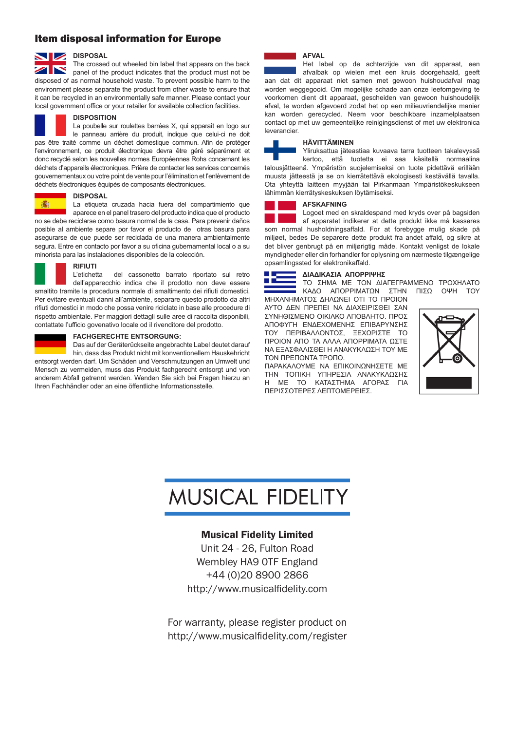## Item disposal information for Europe

**DISPOSAL**

The crossed out wheeled bin label that appears on the back panel of the product indicates that the product must not be disposed of as normal household waste. To prevent possible harm to the environment please separate the product from other waste to ensure that it can be recycled in an environmentally safe manner. Please contact your local government office or your retailer for available collection facilities.

**DISPOSITION**

La poubelle sur roulettes barrées X, qui apparaît en logo sur le panneau arrière du produit, indique que celui-ci ne doit pas être traité comme un déchet domestique commun. Afin de protéger l'environnement, ce produit électronique devra être géré séparément et donc recyclé selon les nouvelles normes Européennes Rohs concernant les déchets d'appareils électroniques. Prière de contacter les services concernés gouvernementaux ou votre point de vente pour l'élimination et l'enlèvement de déchets électroniques équipés de composants électroniques.

**DISPOSAL**

La etiqueta cruzada hacia fuera del compartimiento que aparece en el panel trasero del producto indica que el producto no se debe reciclarse como basura normal de la casa. Para prevenir daños posible al ambiente separe por favor el producto de otras basura para asegurarse de que puede ser reciclada de una manera ambientalmente segura. Entre en contacto por favor a su oficina gubernamental local o a su minorista para las instalaciones disponibles de la colección.

**RIFIUTI**

L'etichetta del cassonetto barrato riportato sul retro dell'apparecchio indica che il prodotto non deve essere smaltito tramite la procedura normale di smaltimento dei rifiuti domestici. Per evitare eventuali danni all'ambiente, separare questo prodotto da altri rifiuti domestici in modo che possa venire riciclato in base alle procedure di rispetto ambientale. Per maggiori dettagli sulle aree di raccolta disponibili, contattate l'ufficio govenativo locale od il rivenditore del prodotto.

**FACHGERECHTE ENTSORGUNG:**

Das auf der Geräterückseite angebrachte Label deutet darauf hin, dass das Produkt nicht mit konventionellem Hauskehricht entsorgt werden darf. Um Schäden und Verschmutzungen an Umwelt und Mensch zu vermeiden, muss das Produkt fachgerecht entsorgt und von anderem Abfall getrennt werden. Wenden Sie sich bei Fragen hierzu an Ihren Fachhändler oder an eine öffentliche Informationsstelle.

**AFVAL**

Het label op de achterzijde van dit apparaat, een afvalbak op wielen met een kruis doorgehaald, geeft aan dat dit apparaat niet samen met gewoon huishoudafval mag worden weggegooid. Om mogelijke schade aan onze leefomgeving te voorkomen dient dit apparaat, gescheiden van gewoon huishoudelijk afval, te worden afgevoerd zodat het op een milieuvriendelijke manier kan worden gerecycled. Neem voor beschikbare inzamelplaatsen contact op met uw gemeentelijke reinigingsdienst of met uw elektronica leverancier.

**HÄVITTÄMINEN**

Yliruksattua jäteastiaa kuvaava tarra tuotteen takalevyssä kertoo, että tuotetta ei saa käsitellä normaalina talousjätteenä. Ympäristön suojelemiseksi on tuote pidettävä erillään muusta jätteestä ja se on kierrätettävä ekologisesti kestävällä tavalla. Ota yhteyttä laitteen myyjään tai Pirkanmaan Ympäristökeskukseen lähimmän kierrätyskeskuksen löytämiseksi.

**AFSKAFNING**

Logoet med en skraldespand med kryds over på bagsiden af apparatet indikerer at dette produkt ikke må kasseres som normal husholdningsaffald. For at forebygge mulig skade på miljøet, bedes De separere dette produkt fra andet affald, og sikre at det bliver genbrugt på en miljørigtig måde. Kontakt venligst de lokale myndigheder eller din forhandler for oplysning om nærmeste tilgængelige opsamlingssted for elektronikaffald.

**ΔΙΑΔΙΚΑΣΙΑ ΑΠΟΡΡΙΨΗΣ**

ΤΟ ΣΗΜΑ ΜΕ ΤΟΝ ΔΙΑΓΕΓΡΑΜΜΕΝΟ ΤΡΟΧΗΛΑΤΟ ΚΑΔΟ ΑΠΟΡΡΙΜΑΤΩΝ ΣΤΗΝ ΠΙΣΩ ΟΨΗ ΤΟΥ ΜΗΧΑΝΗΜΑΤΟΣ ΔΗΛΩΝΕΙ ΟΤΙ ΤΟ ΠΡΟΙΟΝ ΑΥΤΟ ΔΕΝ ΠΡΕΠΕΙ ΝΑ ΔΙΑΧΕΙΡΙΣΘΕΙ ΣΑΝ ΣΥΝΗΘΙΣΜΕΝΟ ΟΙΚΙΑΚΟ ΑΠΟΒΛΗΤΟ. ΠΡΟΣ ΑΠΟΦΥΓΗ ΕΝΔΕΧΟΜΕΝΗΣ ΕΠΙΒΑΡΥΝΣΗΣ ΤΟΥ ΠΕΡΙΒΑΛΛΟΝΤΟΣ, ΞΕΧΩΡΙΣΤΕ ΤΟ ΠΡΟΙΟΝ ΑΠΟ ΤΑ ΑΛΛΑ ΑΠΟΡΡΙΜΑΤΑ ΩΣΤΕ ΝΑ ΕΞΑΣΦΑΛΙΣΘΕΙ Η ΑΝΑΚΥΚΛΩΣΗ ΤΟΥ ΜΕ ΤΟΝ ΠΡΕΠΟΝΤΑ ΤΡΟΠΟ.

ΠΑΡΑΚΑΛΟΥΜΕ ΝΑ ΕΠΙΚΟΙΝΩΝΗΣΕΤΕ ΜΕ ΤΗΝ ΤΟΠΙΚΗ ΥΠΗΡΕΣΙΑ ΑΝΑΚΥΚΛΩΣΗΣ Η ΜΕ ΤΟ ΚΑΤΑΣΤΗΜΑ ΑΓΟΡΑΣ ΓΙΑ ΠΕΡΙΣΣΟΤΕΡΕΣ ΛΕΠΤΟΜΕΡΕΙΕΣ.

MUSICAL FIDELITY

**Musical Fidelity Limited**
Unit 24 - 26, Fulton Road
Wembley HA9 0TF England
+44 (0)20 8900 2866
http://www.musicalfidelity.com

For warranty, please register product on
http://www.musicalfidelity.com/register